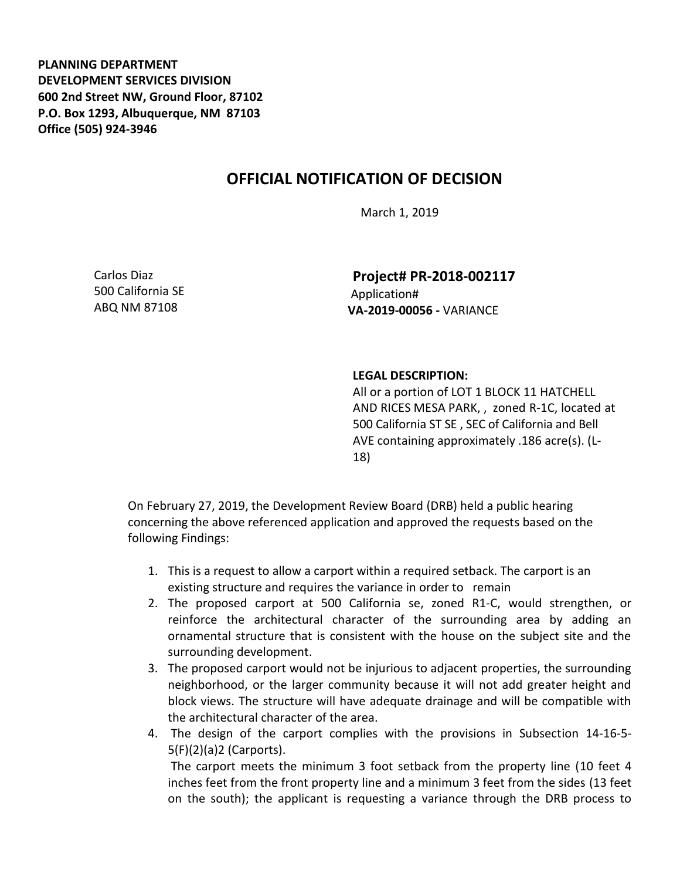**PLANNING DEPARTMENT**
**DEVELOPMENT SERVICES DIVISION**
**600 2nd Street NW, Ground Floor, 87102**
**P.O. Box 1293, Albuquerque, NM 87103**
**Office (505) 924-3946**

# OFFICIAL NOTIFICATION OF DECISION

March 1, 2019

Carlos Diaz
500 California SE
ABQ NM 87108

**Project# PR-2018-002117**
Application#
**VA-2019-00056 -** VARIANCE

**LEGAL DESCRIPTION:**
All or a portion of LOT 1 BLOCK 11 HATCHELL AND RICES MESA PARK, , zoned R-1C, located at 500 California ST SE , SEC of California and Bell AVE containing approximately .186 acre(s). (L-18)

On February 27, 2019, the Development Review Board (DRB) held a public hearing concerning the above referenced application and approved the requests based on the following Findings:

1. This is a request to allow a carport within a required setback. The carport is an existing structure and requires the variance in order to remain
2. The proposed carport at 500 California se, zoned R1-C, would strengthen, or reinforce the architectural character of the surrounding area by adding an ornamental structure that is consistent with the house on the subject site and the surrounding development.
3. The proposed carport would not be injurious to adjacent properties, the surrounding neighborhood, or the larger community because it will not add greater height and block views. The structure will have adequate drainage and will be compatible with the architectural character of the area.
4. The design of the carport complies with the provisions in Subsection 14-16-5-5(F)(2)(a)2 (Carports).
   The carport meets the minimum 3 foot setback from the property line (10 feet 4 inches feet from the front property line and a minimum 3 feet from the sides (13 feet on the south); the applicant is requesting a variance through the DRB process to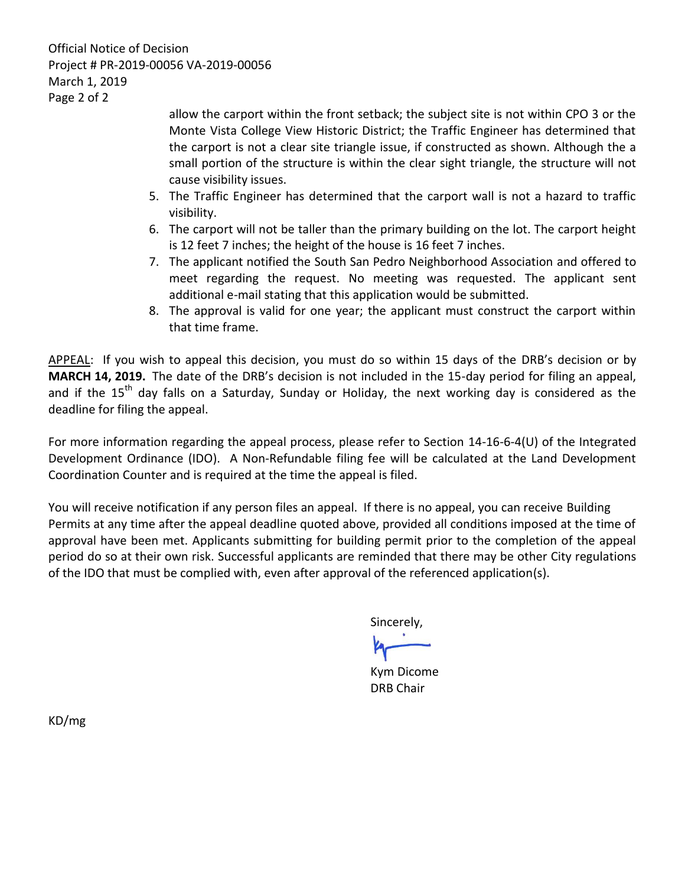allow the carport within the front setback; the subject site is not within CPO 3 or the Monte Vista College View Historic District; the Traffic Engineer has determined that the carport is not a clear site triangle issue, if constructed as shown. Although the a small portion of the structure is within the clear sight triangle, the structure will not cause visibility issues.

5. The Traffic Engineer has determined that the carport wall is not a hazard to traffic visibility.
6. The carport will not be taller than the primary building on the lot. The carport height is 12 feet 7 inches; the height of the house is 16 feet 7 inches.
7. The applicant notified the South San Pedro Neighborhood Association and offered to meet regarding the request. No meeting was requested. The applicant sent additional e-mail stating that this application would be submitted.
8. The approval is valid for one year; the applicant must construct the carport within that time frame.

APPEAL: If you wish to appeal this decision, you must do so within 15 days of the DRB's decision or by **MARCH 14, 2019.** The date of the DRB's decision is not included in the 15-day period for filing an appeal, and if the 15th day falls on a Saturday, Sunday or Holiday, the next working day is considered as the deadline for filing the appeal.

For more information regarding the appeal process, please refer to Section 14-16-6-4(U) of the Integrated Development Ordinance (IDO). A Non-Refundable filing fee will be calculated at the Land Development Coordination Counter and is required at the time the appeal is filed.

You will receive notification if any person files an appeal. If there is no appeal, you can receive Building Permits at any time after the appeal deadline quoted above, provided all conditions imposed at the time of approval have been met. Applicants submitting for building permit prior to the completion of the appeal period do so at their own risk. Successful applicants are reminded that there may be other City regulations of the IDO that must be complied with, even after approval of the referenced application(s).

Sincerely,

Kym Dicome
DRB Chair

KD/mg